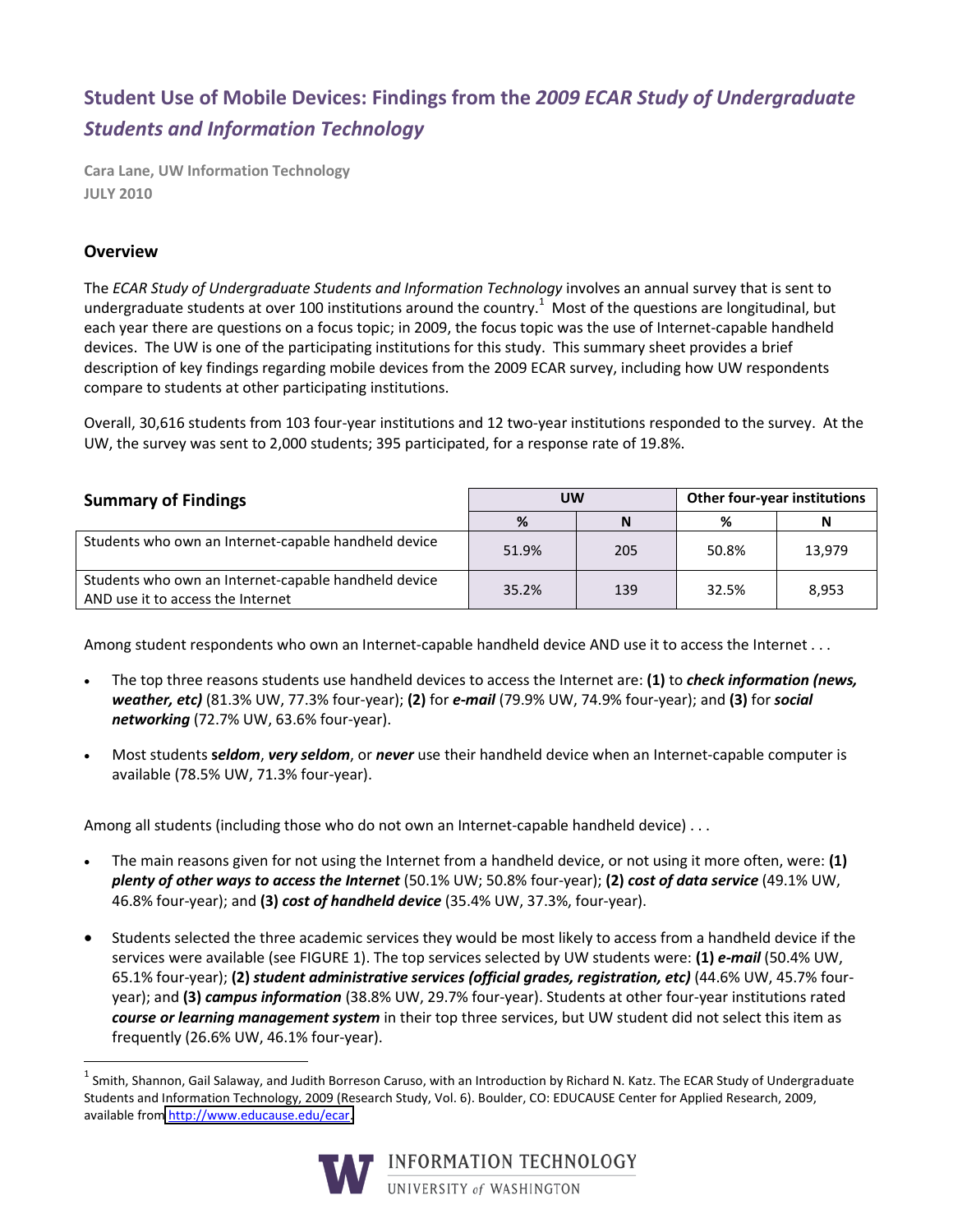# Student Use of Mobile Devices: Findings from the *2009 ECAR Study of Undergraduate Students and Information Technology*

**Cara Lane, UW Information Technology**
**JULY 2010**

## Overview

The *ECAR Study of Undergraduate Students and Information Technology* involves an annual survey that is sent to undergraduate students at over 100 institutions around the country.[1] Most of the questions are longitudinal, but each year there are questions on a focus topic; in 2009, the focus topic was the use of Internet-capable handheld devices. The UW is one of the participating institutions for this study. This summary sheet provides a brief description of key findings regarding mobile devices from the 2009 ECAR survey, including how UW respondents compare to students at other participating institutions.

Overall, 30,616 students from 103 four-year institutions and 12 two-year institutions responded to the survey. At the UW, the survey was sent to 2,000 students; 395 participated, for a response rate of 19.8%.

| **Summary of Findings** | UW | | Other four-year institutions | |
|---|---|---|---|---|
| | % | N | % | N |
| Students who own an Internet-capable handheld device | 51.9% | 205 | 50.8% | 13,979 |
| Students who own an Internet-capable handheld device AND use it to access the Internet | 35.2% | 139 | 32.5% | 8,953 |

Among student respondents who own an Internet-capable handheld device AND use it to access the Internet . . .

- The top three reasons students use handheld devices to access the Internet are: **(1)** to ***check information (news, weather, etc)*** (81.3% UW, 77.3% four-year); **(2)** for ***e-mail*** (79.9% UW, 74.9% four-year); and **(3)** for ***social networking*** (72.7% UW, 63.6% four-year).
- Most students ***seldom***, ***very seldom***, or ***never*** use their handheld device when an Internet-capable computer is available (78.5% UW, 71.3% four-year).

Among all students (including those who do not own an Internet-capable handheld device) . . .

- The main reasons given for not using the Internet from a handheld device, or not using it more often, were: **(1)** ***plenty of other ways to access the Internet*** (50.1% UW; 50.8% four-year); **(2)** ***cost of data service*** (49.1% UW, 46.8% four-year); and **(3)** ***cost of handheld device*** (35.4% UW, 37.3%, four-year).
- Students selected the three academic services they would be most likely to access from a handheld device if the services were available (see FIGURE 1). The top services selected by UW students were: **(1)** ***e-mail*** (50.4% UW, 65.1% four-year); **(2)** ***student administrative services (official grades, registration, etc)*** (44.6% UW, 45.7% four-year); and **(3)** ***campus information*** (38.8% UW, 29.7% four-year). Students at other four-year institutions rated ***course or learning management system*** in their top three services, but UW student did not select this item as frequently (26.6% UW, 46.1% four-year).

[1] Smith, Shannon, Gail Salaway, and Judith Borreson Caruso, with an Introduction by Richard N. Katz. The ECAR Study of Undergraduate Students and Information Technology, 2009 (Research Study, Vol. 6). Boulder, CO: EDUCAUSE Center for Applied Research, 2009, available from http://www.educause.edu/ecar.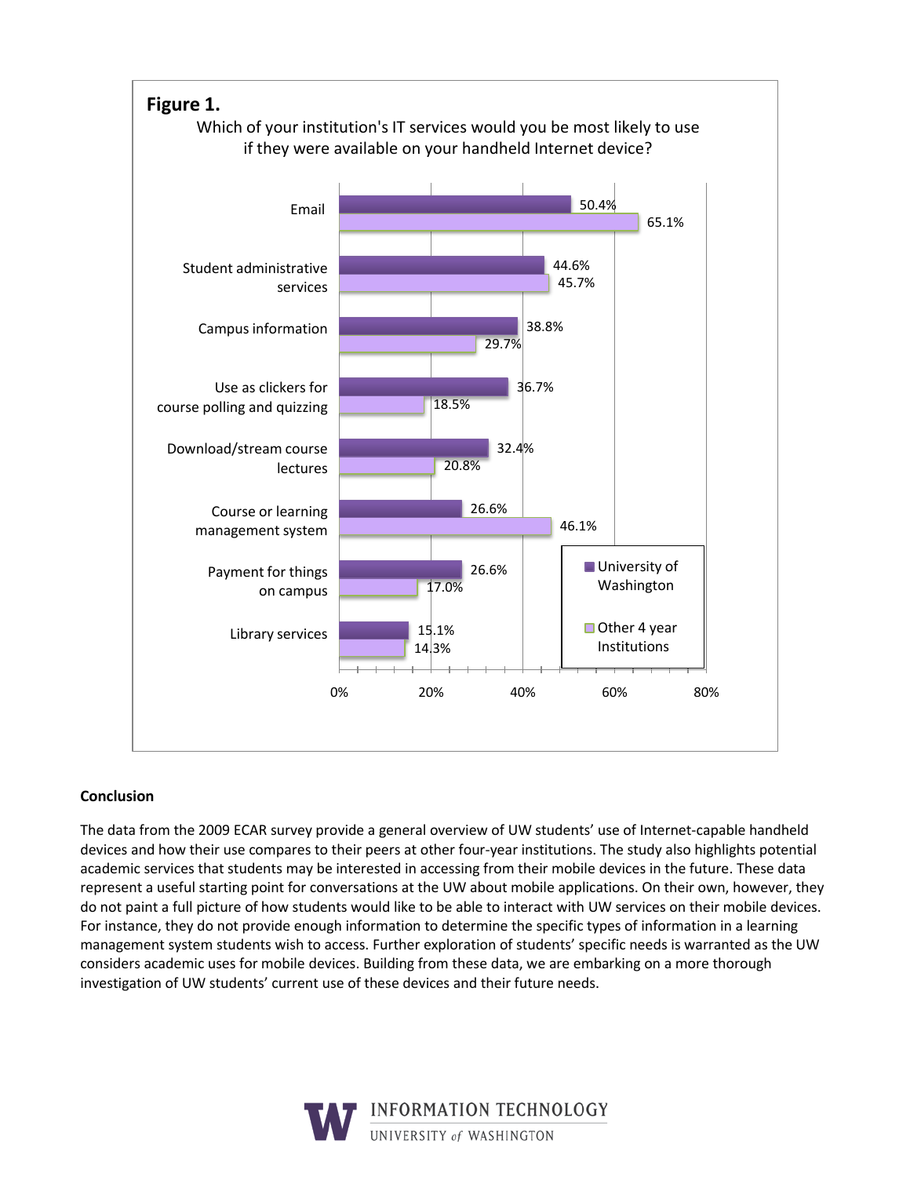**Figure 1.**

Which of your institution's IT services would you be most likely to use if they were available on your handheld Internet device?

Email
50.4%
65.1%

Student administrative services
44.6%
45.7%

Campus information
38.8%
29.7%

Use as clickers for course polling and quizzing
36.7%
18.5%

Download/stream course lectures
32.4%
20.8%

Course or learning management system
26.6%
46.1%

Payment for things on campus
26.6%
17.0%

Library services
15.1%
14.3%

0%
20%
40%
60%
80%

University of Washington

Other 4 year Institutions

**Conclusion**

The data from the 2009 ECAR survey provide a general overview of UW students' use of Internet-capable handheld devices and how their use compares to their peers at other four-year institutions. The study also highlights potential academic services that students may be interested in accessing from their mobile devices in the future. These data represent a useful starting point for conversations at the UW about mobile applications. On their own, however, they do not paint a full picture of how students would like to be able to interact with UW services on their mobile devices. For instance, they do not provide enough information to determine the specific types of information in a learning management system students wish to access. Further exploration of students' specific needs is warranted as the UW considers academic uses for mobile devices. Building from these data, we are embarking on a more thorough investigation of UW students' current use of these devices and their future needs.